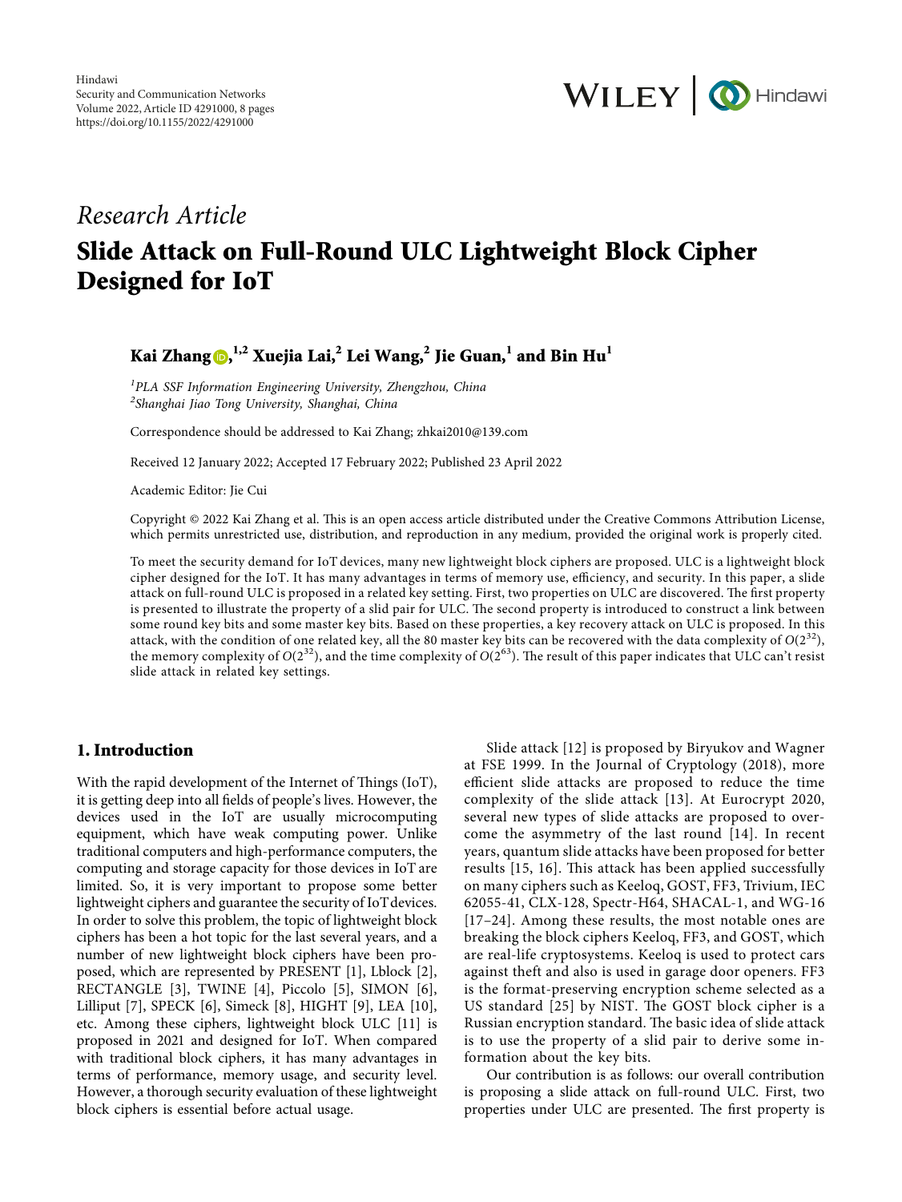Hindawi
Security and Communication Networks
Volume 2022, Article ID 4291000, 8 pages
https://doi.org/10.1155/2022/4291000

*Research Article*

# Slide Attack on Full-Round ULC Lightweight Block Cipher Designed for IoT

**Kai Zhang,[1,2] Xuejia Lai,[2] Lei Wang,[2] Jie Guan,[1] and Bin Hu[1]**

[1] *PLA SSF Information Engineering University, Zhengzhou, China*
[2] *Shanghai Jiao Tong University, Shanghai, China*

Correspondence should be addressed to Kai Zhang; zhkai2010@139.com

Received 12 January 2022; Accepted 17 February 2022; Published 23 April 2022

Academic Editor: Jie Cui

Copyright © 2022 Kai Zhang et al. This is an open access article distributed under the Creative Commons Attribution License, which permits unrestricted use, distribution, and reproduction in any medium, provided the original work is properly cited.

To meet the security demand for IoT devices, many new lightweight block ciphers are proposed. ULC is a lightweight block cipher designed for the IoT. It has many advantages in terms of memory use, efficiency, and security. In this paper, a slide attack on full-round ULC is proposed in a related key setting. First, two properties on ULC are discovered. The first property is presented to illustrate the property of a slid pair for ULC. The second property is introduced to construct a link between some round key bits and some master key bits. Based on these properties, a key recovery attack on ULC is proposed. In this attack, with the condition of one related key, all the 80 master key bits can be recovered with the data complexity of $O(2^{32})$, the memory complexity of $O(2^{32})$, and the time complexity of $O(2^{63})$. The result of this paper indicates that ULC can't resist slide attack in related key settings.

## 1. Introduction

With the rapid development of the Internet of Things (IoT), it is getting deep into all fields of people's lives. However, the devices used in the IoT are usually microcomputing equipment, which have weak computing power. Unlike traditional computers and high-performance computers, the computing and storage capacity for those devices in IoT are limited. So, it is very important to propose some better lightweight ciphers and guarantee the security of IoT devices. In order to solve this problem, the topic of lightweight block ciphers has been a hot topic for the last several years, and a number of new lightweight block ciphers have been proposed, which are represented by PRESENT [1], Lblock [2], RECTANGLE [3], TWINE [4], Piccolo [5], SIMON [6], Lilliput [7], SPECK [6], Simeck [8], HIGHT [9], LEA [10], etc. Among these ciphers, lightweight block ULC [11] is proposed in 2021 and designed for IoT. When compared with traditional block ciphers, it has many advantages in terms of performance, memory usage, and security level. However, a thorough security evaluation of these lightweight block ciphers is essential before actual usage.

Slide attack [12] is proposed by Biryukov and Wagner at FSE 1999. In the Journal of Cryptology (2018), more efficient slide attacks are proposed to reduce the time complexity of the slide attack [13]. At Eurocrypt 2020, several new types of slide attacks are proposed to overcome the asymmetry of the last round [14]. In recent years, quantum slide attacks have been proposed for better results [15, 16]. This attack has been applied successfully on many ciphers such as Keeloq, GOST, FF3, Trivium, IEC 62055-41, CLX-128, Spectr-H64, SHACAL-1, and WG-16 [17–24]. Among these results, the most notable ones are breaking the block ciphers Keeloq, FF3, and GOST, which are real-life cryptosystems. Keeloq is used to protect cars against theft and also is used in garage door openers. FF3 is the format-preserving encryption scheme selected as a US standard [25] by NIST. The GOST block cipher is a Russian encryption standard. The basic idea of slide attack is to use the property of a slid pair to derive some information about the key bits.

Our contribution is as follows: our overall contribution is proposing a slide attack on full-round ULC. First, two properties under ULC are presented. The first property is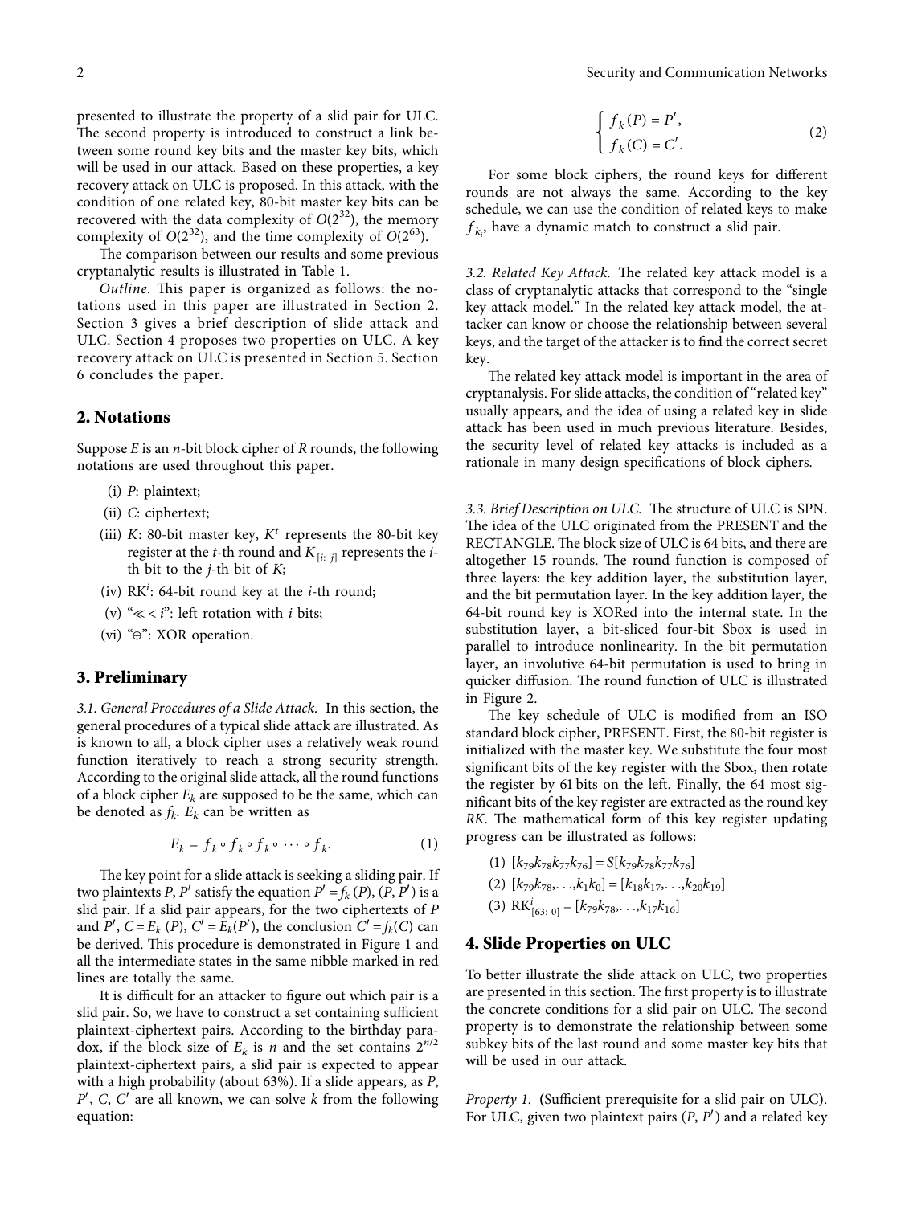presented to illustrate the property of a slid pair for ULC. The second property is introduced to construct a link between some round key bits and the master key bits, which will be used in our attack. Based on these properties, a key recovery attack on ULC is proposed. In this attack, with the condition of one related key, 80-bit master key bits can be recovered with the data complexity of $O(2^{32})$, the memory complexity of $O(2^{32})$, and the time complexity of $O(2^{63})$.

The comparison between our results and some previous cryptanalytic results is illustrated in Table 1.

*Outline.* This paper is organized as follows: the notations used in this paper are illustrated in Section 2. Section 3 gives a brief description of slide attack and ULC. Section 4 proposes two properties on ULC. A key recovery attack on ULC is presented in Section 5. Section 6 concludes the paper.

## 2. Notations

Suppose $E$ is an $n$-bit block cipher of $R$ rounds, the following notations are used throughout this paper.

(i) $P$: plaintext;

(ii) $C$: ciphertext;

(iii) $K$: 80-bit master key, $K^t$ represents the 80-bit key register at the $t$-th round and $K_{[i:\, j]}$ represents the $i$-th bit to the $j$-th bit of $K$;

(iv) $RK^i$: 64-bit round key at the $i$-th round;

(v) "$\lll i$": left rotation with $i$ bits;

(vi) "$\oplus$": XOR operation.

## 3. Preliminary

*3.1. General Procedures of a Slide Attack.* In this section, the general procedures of a typical slide attack are illustrated. As is known to all, a block cipher uses a relatively weak round function iteratively to reach a strong security strength. According to the original slide attack, all the round functions of a block cipher $E_k$ are supposed to be the same, which can be denoted as $f_k$. $E_k$ can be written as

$$E_k = f_k \circ f_k \circ f_k \circ \cdots \circ f_k. \tag{1}$$

The key point for a slide attack is seeking a sliding pair. If two plaintexts $P$, $P'$ satisfy the equation $P' = f_k(P)$, $(P, P')$ is a slid pair. If a slid pair appears, for the two ciphertexts of $P$ and $P'$, $C = E_k(P)$, $C' = E_k(P')$, the conclusion $C' = f_k(C)$ can be derived. This procedure is demonstrated in Figure 1 and all the intermediate states in the same nibble marked in red lines are totally the same.

It is difficult for an attacker to figure out which pair is a slid pair. So, we have to construct a set containing sufficient plaintext-ciphertext pairs. According to the birthday paradox, if the block size of $E_k$ is $n$ and the set contains $2^{n/2}$ plaintext-ciphertext pairs, a slid pair is expected to appear with a high probability (about 63%). If a slide appears, as $P$, $P'$, $C$, $C'$ are all known, we can solve $k$ from the following equation:

$$\begin{cases} f_k(P) = P', \\ f_k(C) = C'. \end{cases} \tag{2}$$

For some block ciphers, the round keys for different rounds are not always the same. According to the key schedule, we can use the condition of related keys to make $f_{k_i}$ have a dynamic match to construct a slid pair.

*3.2. Related Key Attack.* The related key attack model is a class of cryptanalytic attacks that correspond to the "single key attack model." In the related key model, the attacker can know or choose the relationship between several keys, and the target of the attacker is to find the correct secret key.

The related key attack model is important in the area of cryptanalysis. For slide attacks, the condition of "related key" usually appears, and the idea of using a related key in slide attack has been used in much previous literature. Besides, the security level of related key attacks is included as a rationale in many design specifications of block ciphers.

*3.3. Brief Description on ULC.* The structure of ULC is SPN. The idea of the ULC originated from the PRESENT and the RECTANGLE. The block size of ULC is 64 bits, and there are altogether 15 rounds. The round function is composed of three layers: the key addition layer, the substitution layer, and the bit permutation layer. In the key addition layer, the 64-bit round key is XORed into the internal state. In the substitution layer, a bit-sliced four-bit Sbox is used in parallel to introduce nonlinearity. In the bit permutation layer, an involutive 64-bit permutation is used to bring in quicker diffusion. The round function of ULC is illustrated in Figure 2.

The key schedule of ULC is modified from an ISO standard block cipher, PRESENT. First, the 80-bit register is initialized with the master key. We substitute the four most significant bits of the key register with the Sbox, then rotate the register by 61 bits on the left. Finally, the 64 most significant bits of the key register are extracted as the round key *RK*. The mathematical form of this key register updating progress can be illustrated as follows:

(1) $[k_{79}k_{78}k_{77}k_{76}] = S[k_{79}k_{78}k_{77}k_{76}]$

(2) $[k_{79}k_{78}, \ldots, k_1k_0] = [k_{18}k_{17}, \ldots, k_{20}k_{19}]$

(3) $RK^i_{[63:\, 0]} = [k_{79}k_{78}, \ldots, k_{17}k_{16}]$

## 4. Slide Properties on ULC

To better illustrate the slide attack on ULC, two properties are presented in this section. The first property is to illustrate the concrete conditions for a slid pair on ULC. The second property is to demonstrate the relationship between some subkey bits of the last round and some master key bits that will be used in our attack.

*Property 1.* (Sufficient prerequisite for a slid pair on ULC). For ULC, given two plaintext pairs $(P, P')$ and a related key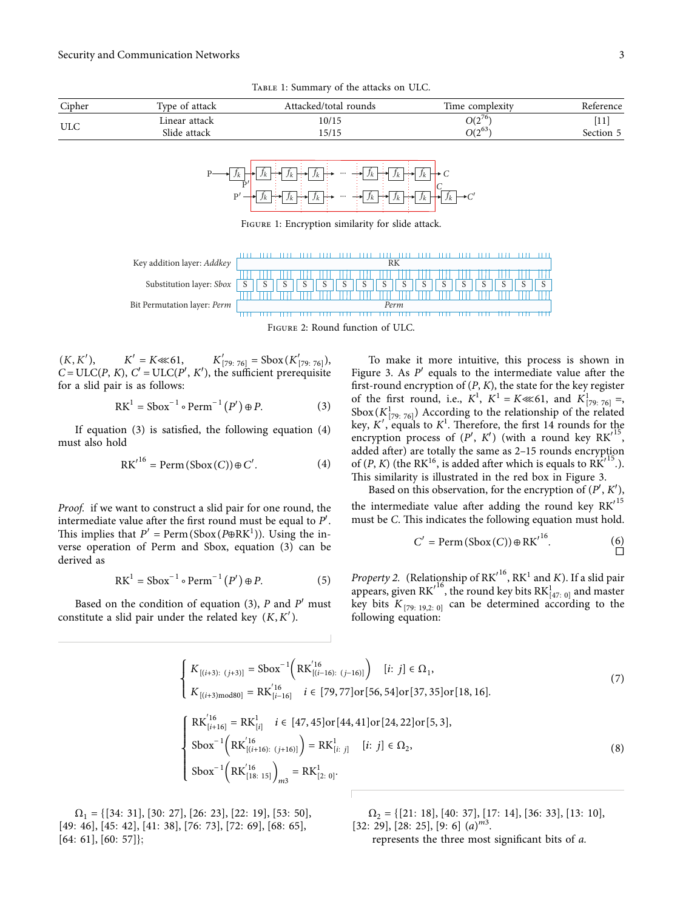Table 1: Summary of the attacks on ULC.

| Cipher | Type of attack | Attacked/total rounds | Time complexity | Reference |
|---|---|---|---|---|
| ULC | Linear attack | 10/15 | $O(2^{76})$ | [11] |
| | Slide attack | 15/15 | $O(2^{63})$ | Section 5 |

Figure 1: Encryption similarity for slide attack.

Figure 2: Round function of ULC.

$(K, K')$, $K' = K \lll 61$, $K'_{[79:\,76]} = \text{Sbox}(K'_{[79:\,76]})$, $C = \text{ULC}(P, K)$, $C' = \text{ULC}(P', K')$, the sufficient prerequisite for a slid pair is as follows:

$$\text{RK}^1 = \text{Sbox}^{-1} \circ \text{Perm}^{-1}(P') \oplus P. \tag{3}$$

If equation (3) is satisfied, the following equation (4) must also hold

$$\text{RK}'^{16} = \text{Perm}(\text{Sbox}(C)) \oplus C'. \tag{4}$$

*Proof.* if we want to construct a slid pair for one round, the intermediate value after the first round must be equal to $P'$. This implies that $P' = \text{Perm}(\text{Sbox}(P \oplus \text{RK}^1))$. Using the inverse operation of Perm and Sbox, equation (3) can be derived as

$$\text{RK}^1 = \text{Sbox}^{-1} \circ \text{Perm}^{-1}(P') \oplus P. \tag{5}$$

Based on the condition of equation (3), $P$ and $P'$ must constitute a slid pair under the related key $(K, K')$.

To make it more intuitive, this process is shown in Figure 3. As $P'$ equals to the intermediate value after the first-round encryption of $(P, K)$, the state for the key register of the first round, i.e., $K^1$, $K^1 = K \lll 61$, and $K^1_{[79:\,76]} =$, $\text{Sbox}(K^1_{[79:\,76]})$ According to the relationship of the related key, $K'$, equals to $K^1$. Therefore, the first 14 rounds for the encryption process of $(P', K')$ (with a round key $\text{RK}'^{15}$, added after) are totally the same as 2–15 rounds encryption of $(P, K)$ (the $\text{RK}^{16}$, is added after which is equals to $\text{RK}'^{15}$.). This similarity is illustrated in the red box in Figure 3.

Based on this observation, for the encryption of $(P', K')$, the intermediate value after adding the round key $\text{RK}'^{15}$ must be $C$. This indicates the following equation must hold.

$$C' = \text{Perm}(\text{Sbox}(C)) \oplus \text{RK}'^{16}. \tag{6}$$

□

*Property 2.* (Relationship of $\text{RK}'^{16}$, $\text{RK}^1$ and $K$). If a slid pair appears, given $\text{RK}'^{16}$, the round key bits $\text{RK}^1_{[47:\,0]}$ and master key bits $K_{[79:\,19,2:\,0]}$ can be determined according to the following equation:

$$\begin{cases} K_{[(i+3):\,(j+3)]} = \text{Sbox}^{-1}\left(\text{RK}'^{16}_{[(i-16):\,(j-16)]}\right) & [i:\,j] \in \Omega_1, \\ K_{[(i+3)\text{mod}80]} = \text{RK}'^{16}_{[i-16]} & i \in [79, 77]\text{or}[56, 54]\text{or}[37, 35]\text{or}[18, 16]. \end{cases} \tag{7}$$

$$\begin{cases} \text{RK}'^{16}_{[i+16]} = \text{RK}^1_{[i]} & i \in [47, 45]\text{or}[44, 41]\text{or}[24, 22]\text{or}[5, 3], \\ \text{Sbox}^{-1}\left(\text{RK}'^{16}_{[(i+16):\,(j+16)]}\right) = \text{RK}^1_{[i:\,j]} & [i:\,j] \in \Omega_2, \\ \text{Sbox}^{-1}\left(\text{RK}'^{16}_{[18:\,15]}\right)_{m3} = \text{RK}^1_{[2:\,0]}. \end{cases} \tag{8}$$

$\Omega_1 = \{[34:\,31], [30:\,27], [26:\,23], [22:\,19], [53:\,50], [49:\,46], [45:\,42], [41:\,38], [76:\,73], [72:\,69], [68:\,65], [64:\,61], [60:\,57]\}$;

$\Omega_2 = \{[21:\,18], [40:\,37], [17:\,14], [36:\,33], [13:\,10], [32:\,29], [28:\,25], [9:\,6]\ (a)^{m3}$.

represents the three most significant bits of $a$.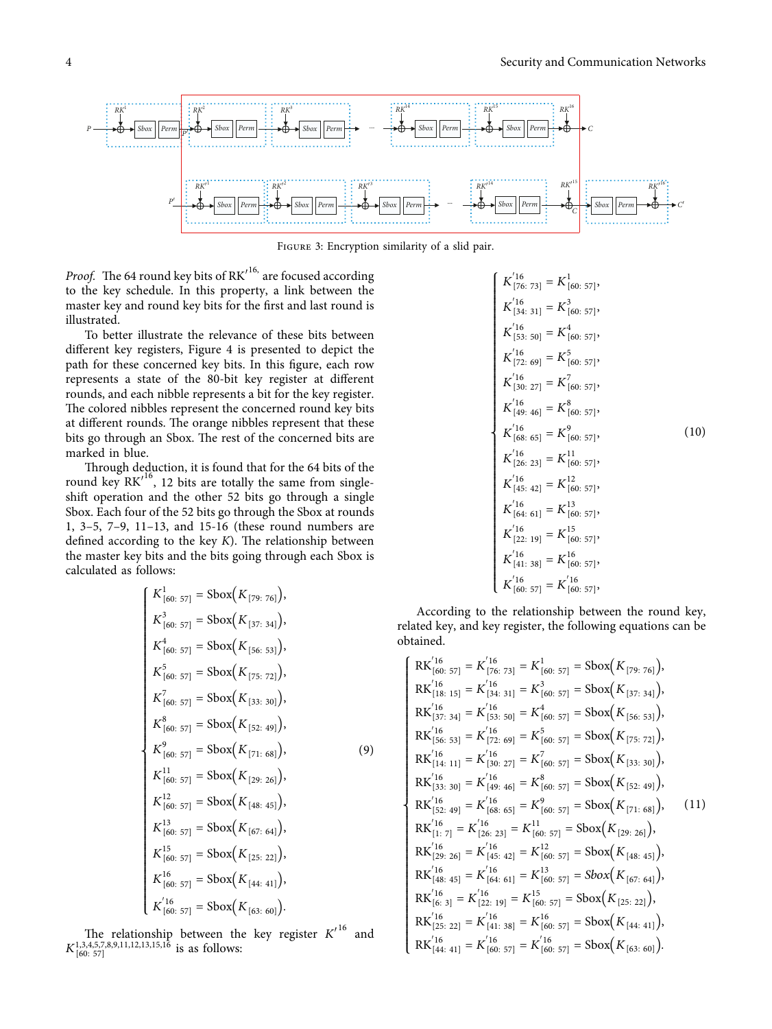FIGURE 3: Encryption similarity of a slid pair.

*Proof.* The 64 round key bits of $RK'^{16}$ are focused according to the key schedule. In this property, a link between the master key and round key bits for the first and last round is illustrated.

To better illustrate the relevance of these bits between different key registers, Figure 4 is presented to depict the path for these concerned key bits. In this figure, each row represents a state of the 80-bit key register at different rounds, and each nibble represents a bit for the key register. The colored nibbles represent the concerned round key bits at different rounds. The orange nibbles represent that these bits go through an Sbox. The rest of the concerned bits are marked in blue.

Through deduction, it is found that for the 64 bits of the round key $RK'^{16}$, 12 bits are totally the same from single-shift operation and the other 52 bits go through a single Sbox. Each four of the 52 bits go through the Sbox at rounds 1, 3–5, 7–9, 11–13, and 15-16 (these round numbers are defined according to the key $K$). The relationship between the master key bits and the bits going through each Sbox is calculated as follows:

$$
\begin{cases}
K^{1}_{[60:57]} = \mathrm{Sbox}\left(K_{[79:76]}\right),\\
K^{3}_{[60:57]} = \mathrm{Sbox}\left(K_{[37:34]}\right),\\
K^{4}_{[60:57]} = \mathrm{Sbox}\left(K_{[56:53]}\right),\\
K^{5}_{[60:57]} = \mathrm{Sbox}\left(K_{[75:72]}\right),\\
K^{7}_{[60:57]} = \mathrm{Sbox}\left(K_{[33:30]}\right),\\
K^{8}_{[60:57]} = \mathrm{Sbox}\left(K_{[52:49]}\right),\\
K^{9}_{[60:57]} = \mathrm{Sbox}\left(K_{[71:68]}\right),\\
K^{11}_{[60:57]} = \mathrm{Sbox}\left(K_{[29:26]}\right),\\
K^{12}_{[60:57]} = \mathrm{Sbox}\left(K_{[48:45]}\right),\\
K^{13}_{[60:57]} = \mathrm{Sbox}\left(K_{[67:64]}\right),\\
K^{15}_{[60:57]} = \mathrm{Sbox}\left(K_{[25:22]}\right),\\
K^{16}_{[60:57]} = \mathrm{Sbox}\left(K_{[44:41]}\right),\\
K'^{16}_{[60:57]} = \mathrm{Sbox}\left(K_{[63:60]}\right).
\end{cases}
\tag{9}
$$

The relationship between the key register $K'^{16}$ and $K^{1,3,4,5,7,8,9,11,12,13,15,16}_{[60:57]}$ is as follows:

$$
\begin{cases}
K'^{16}_{[76:73]} = K^{1}_{[60:57]},\\
K'^{16}_{[34:31]} = K^{3}_{[60:57]},\\
K'^{16}_{[53:50]} = K^{4}_{[60:57]},\\
K'^{16}_{[72:69]} = K^{5}_{[60:57]},\\
K'^{16}_{[30:27]} = K^{7}_{[60:57]},\\
K'^{16}_{[49:46]} = K^{8}_{[60:57]},\\
K'^{16}_{[68:65]} = K^{9}_{[60:57]},\\
K'^{16}_{[26:23]} = K^{11}_{[60:57]},\\
K'^{16}_{[45:42]} = K^{12}_{[60:57]},\\
K'^{16}_{[64:61]} = K^{13}_{[60:57]},\\
K'^{16}_{[22:19]} = K^{15}_{[60:57]},\\
K'^{16}_{[41:38]} = K^{16}_{[60:57]},\\
K'^{16}_{[60:57]} = K'^{16}_{[60:57]},
\end{cases}
\tag{10}
$$

According to the relationship between the round key, related key, and key register, the following equations can be obtained.

$$
\begin{cases}
RK'^{16}_{[60:57]} = K'^{16}_{[76:73]} = K^{1}_{[60:57]} = \mathrm{Sbox}\left(K_{[79:76]}\right),\\
RK'^{16}_{[18:15]} = K'^{16}_{[34:31]} = K^{3}_{[60:57]} = \mathrm{Sbox}\left(K_{[37:34]}\right),\\
RK'^{16}_{[37:34]} = K'^{16}_{[53:50]} = K^{4}_{[60:57]} = \mathrm{Sbox}\left(K_{[56:53]}\right),\\
RK'^{16}_{[56:53]} = K'^{16}_{[72:69]} = K^{5}_{[60:57]} = \mathrm{Sbox}\left(K_{[75:72]}\right),\\
RK'^{16}_{[14:11]} = K'^{16}_{[30:27]} = K^{7}_{[60:57]} = \mathrm{Sbox}\left(K_{[33:30]}\right),\\
RK'^{16}_{[33:30]} = K'^{16}_{[49:46]} = K^{8}_{[60:57]} = \mathrm{Sbox}\left(K_{[52:49]}\right),\\
RK'^{16}_{[52:49]} = K'^{16}_{[68:65]} = K^{9}_{[60:57]} = \mathrm{Sbox}\left(K_{[71:68]}\right),\\
RK'^{16}_{[1:7]} = K'^{16}_{[26:23]} = K^{11}_{[60:57]} = \mathrm{Sbox}\left(K_{[29:26]}\right),\\
RK'^{16}_{[29:26]} = K'^{16}_{[45:42]} = K^{12}_{[60:57]} = \mathrm{Sbox}\left(K_{[48:45]}\right),\\
RK'^{16}_{[48:45]} = K'^{16}_{[64:61]} = K^{13}_{[60:57]} = Sbox\left(K_{[67:64]}\right),\\
RK'^{16}_{[6:3]} = K'^{16}_{[22:19]} = K^{15}_{[60:57]} = \mathrm{Sbox}\left(K_{[25:22]}\right),\\
RK'^{16}_{[25:22]} = K'^{16}_{[41:38]} = K^{16}_{[60:57]} = \mathrm{Sbox}\left(K_{[44:41]}\right),\\
RK'^{16}_{[44:41]} = K'^{16}_{[60:57]} = K'^{16}_{[60:57]} = \mathrm{Sbox}\left(K_{[63:60]}\right).
\end{cases}
\tag{11}
$$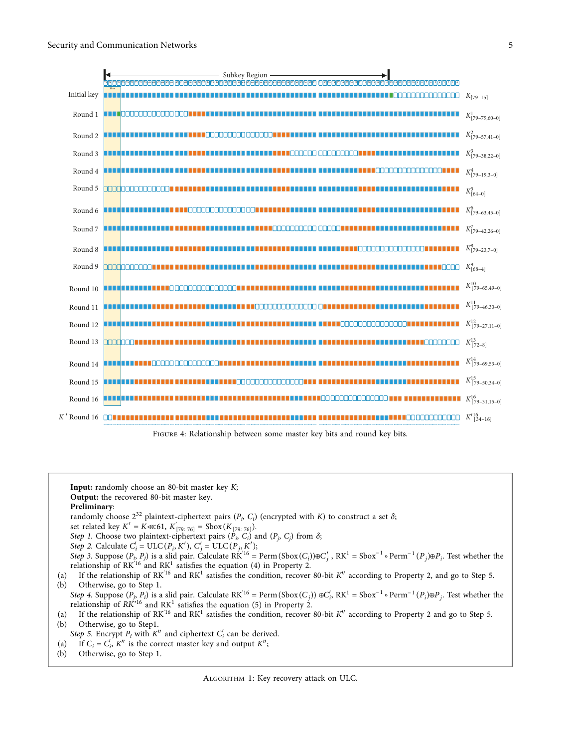Figure 4: Relationship between some master key bits and round key bits.

**Input:** randomly choose an 80-bit master key $K$;

**Output:** the recovered 80-bit master key.

**Preliminary**:

randomly choose $2^{32}$ plaintext-ciphertext pairs $(P_i, C_i)$ (encrypted with $K$) to construct a set $\delta$;

set related key $K' = K \lll 61$, $K'_{[79:76]} = \text{Sbox}(K_{[79:76]})$.

*Step 1.* Choose two plaintext-ciphertext pairs $(P_i, C_i)$ and $(P_j, C_j)$ from $\delta$;

*Step 2.* Calculate $C_i' = \text{ULC}(P_i, K')$, $C_j' = \text{ULC}(P_j, K')$;

*Step 3.* Suppose $(P_i, P_j)$ is a slid pair. Calculate $\text{RK}'^{16} = \text{Perm}(\text{Sbox}(C_i)) \oplus C_j'$, $\text{RK}^1 = \text{Sbox}^{-1} \circ \text{Perm}^{-1}(P_j) \oplus P_i$. Test whether the relationship of $\text{RK}'^{16}$ and $\text{RK}^1$ satisfies the equation (4) in Property 2.

(a) If the relationship of $\text{RK}'^{16}$ and $\text{RK}^1$ satisfies the condition, recover 80-bit $K''$ according to Property 2, and go to Step 5.

(b) Otherwise, go to Step 1.

*Step 4.* Suppose $(P_j, P_i)$ is a slid pair. Calculate $\text{RK}'^{16} = \text{Perm}(\text{Sbox}(C_j)) \oplus C_i'$, $\text{RK}^1 = \text{Sbox}^{-1} \circ \text{Perm}^{-1}(P_i) \oplus P_j$. Test whether the relationship of $RK'^{16}$ and $\text{RK}^1$ satisfies the equation (5) in Property 2.

(a) If the relationship of $\text{RK}'^{16}$ and $\text{RK}^1$ satisfies the condition, recover 80-bit $K''$ according to Property 2 and go to Step 5.

(b) Otherwise, go to Step1.

*Step 5.* Encrypt $P_i$ with $K''$ and ciphertext $C_i'$ can be derived.

(a) If $C_i = C_i'$, $K''$ is the correct master key and output $K''$;

(b) Otherwise, go to Step 1.

Algorithm 1: Key recovery attack on ULC.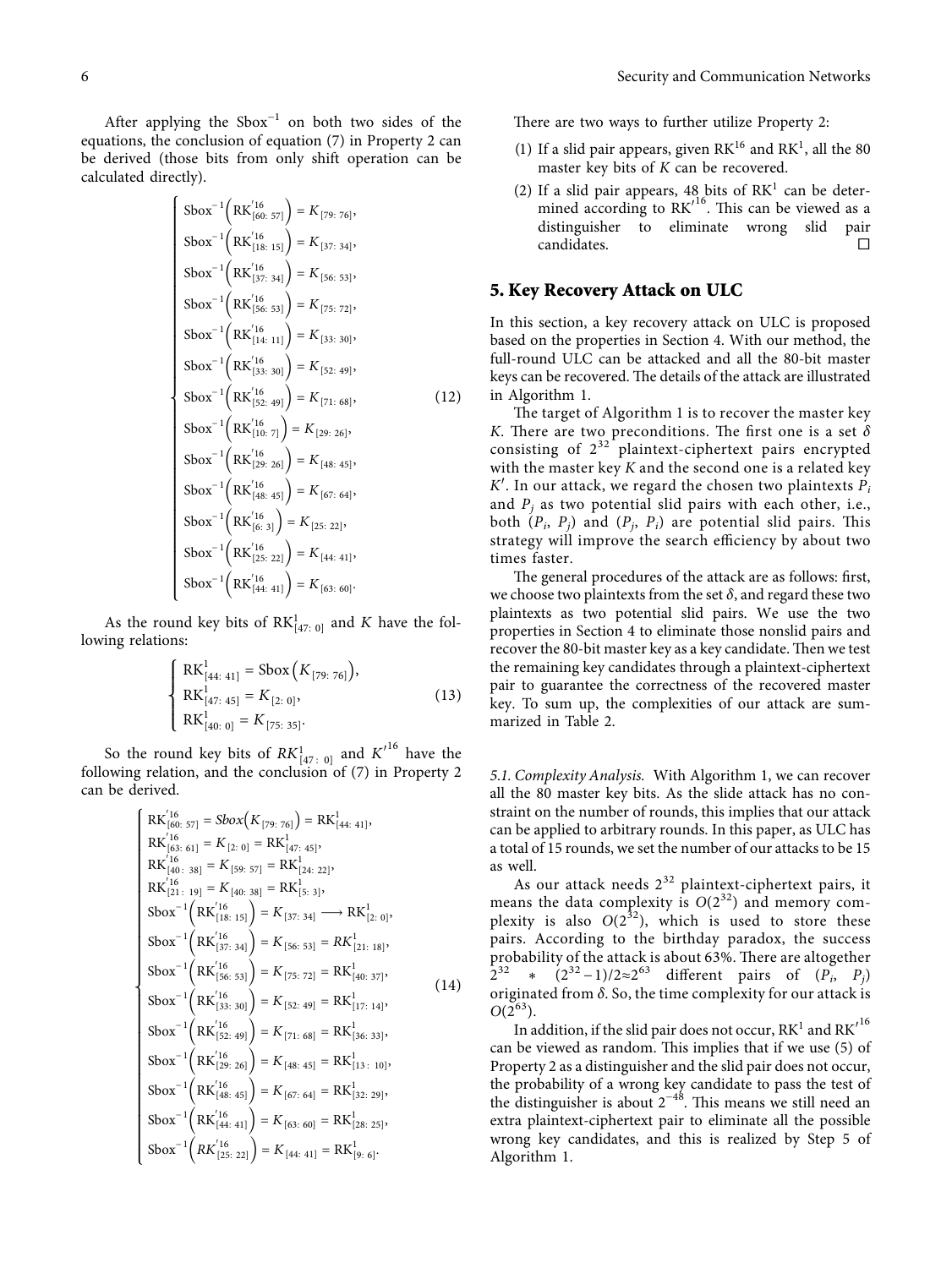After applying the $\text{Sbox}^{-1}$ on both two sides of the equations, the conclusion of equation (7) in Property 2 can be derived (those bits from only shift operation can be calculated directly).

$$
\begin{cases}
\text{Sbox}^{-1}\left(\text{RK}'^{16}_{[60:57]}\right) = K_{[79:76]}, \\
\text{Sbox}^{-1}\left(\text{RK}'^{16}_{[18:15]}\right) = K_{[37:34]}, \\
\text{Sbox}^{-1}\left(\text{RK}'^{16}_{[37:34]}\right) = K_{[56:53]}, \\
\text{Sbox}^{-1}\left(\text{RK}'^{16}_{[56:53]}\right) = K_{[75:72]}, \\
\text{Sbox}^{-1}\left(\text{RK}'^{16}_{[14:11]}\right) = K_{[33:30]}, \\
\text{Sbox}^{-1}\left(\text{RK}'^{16}_{[33:30]}\right) = K_{[52:49]}, \\
\text{Sbox}^{-1}\left(\text{RK}'^{16}_{[52:49]}\right) = K_{[71:68]}, \\
\text{Sbox}^{-1}\left(\text{RK}'^{16}_{[10:7]}\right) = K_{[29:26]}, \\
\text{Sbox}^{-1}\left(\text{RK}'^{16}_{[29:26]}\right) = K_{[48:45]}, \\
\text{Sbox}^{-1}\left(\text{RK}'^{16}_{[48:45]}\right) = K_{[67:64]}, \\
\text{Sbox}^{-1}\left(\text{RK}'^{16}_{[6:3]}\right) = K_{[25:22]}, \\
\text{Sbox}^{-1}\left(\text{RK}'^{16}_{[25:22]}\right) = K_{[44:41]}, \\
\text{Sbox}^{-1}\left(\text{RK}'^{16}_{[44:41]}\right) = K_{[63:60]}.
\end{cases}
\quad (12)
$$

As the round key bits of $\text{RK}^1_{[47:0]}$ and $K$ have the following relations:

$$
\begin{cases}
\text{RK}^1_{[44:41]} = \text{Sbox}\left(K_{[79:76]}\right), \\
\text{RK}^1_{[47:45]} = K_{[2:0]}, \\
\text{RK}^1_{[40:0]} = K_{[75:35]}.
\end{cases}
\quad (13)
$$

So the round key bits of $RK^1_{[47:0]}$ and $K'^{16}$ have the following relation, and the conclusion of (7) in Property 2 can be derived.

$$
\begin{cases}
\text{RK}'^{16}_{[60:57]} = Sbox\left(K_{[79:76]}\right) = \text{RK}^1_{[44:41]}, \\
\text{RK}'^{16}_{[63:61]} = K_{[2:0]} = \text{RK}^1_{[47:45]}, \\
\text{RK}'^{16}_{[40:38]} = K_{[59:57]} = \text{RK}^1_{[24:22]}, \\
\text{RK}'^{16}_{[21:19]} = K_{[40:38]} = \text{RK}^1_{[5:3]}, \\
\text{Sbox}^{-1}\left(\text{RK}'^{16}_{[18:15]}\right) = K_{[37:34]} \longrightarrow \text{RK}^1_{[2:0]}, \\
\text{Sbox}^{-1}\left(\text{RK}'^{16}_{[37:34]}\right) = K_{[56:53]} = RK^1_{[21:18]}, \\
\text{Sbox}^{-1}\left(\text{RK}'^{16}_{[56:53]}\right) = K_{[75:72]} = \text{RK}^1_{[40:37]}, \\
\text{Sbox}^{-1}\left(\text{RK}'^{16}_{[33:30]}\right) = K_{[52:49]} = \text{RK}^1_{[17:14]}, \\
\text{Sbox}^{-1}\left(\text{RK}'^{16}_{[52:49]}\right) = K_{[71:68]} = \text{RK}^1_{[36:33]}, \\
\text{Sbox}^{-1}\left(\text{RK}'^{16}_{[29:26]}\right) = K_{[48:45]} = \text{RK}^1_{[13:10]}, \\
\text{Sbox}^{-1}\left(\text{RK}'^{16}_{[48:45]}\right) = K_{[67:64]} = \text{RK}^1_{[32:29]}, \\
\text{Sbox}^{-1}\left(\text{RK}'^{16}_{[44:41]}\right) = K_{[63:60]} = \text{RK}^1_{[28:25]}, \\
\text{Sbox}^{-1}\left(RK'^{16}_{[25:22]}\right) = K_{[44:41]} = \text{RK}^1_{[9:6]}.
\end{cases}
\quad (14)
$$

There are two ways to further utilize Property 2:

(1) If a slid pair appears, given $\text{RK}^{16}$ and $\text{RK}^1$, all the 80 master key bits of $K$ can be recovered.

(2) If a slid pair appears, 48 bits of $\text{RK}^1$ can be determined according to $\text{RK}'^{16}$. This can be viewed as a distinguisher to eliminate wrong slid pair candidates. □

## 5. Key Recovery Attack on ULC

In this section, a key recovery attack on ULC is proposed based on the properties in Section 4. With our method, the full-round ULC can be attacked and all the 80-bit master keys can be recovered. The details of the attack are illustrated in Algorithm 1.

The target of Algorithm 1 is to recover the master key $K$. There are two preconditions. The first one is a set $\delta$ consisting of $2^{32}$ plaintext-ciphertext pairs encrypted with the master key $K$ and the second one is a related key $K'$. In our attack, we regard the chosen two plaintexts $P_i$ and $P_j$ as two potential slid pairs with each other, i.e., both $(P_i, P_j)$ and $(P_j, P_i)$ are potential slid pairs. This strategy will improve the search efficiency by about two times faster.

The general procedures of the attack are as follows: first, we choose two plaintexts from the set $\delta$, and regard these two plaintexts as two potential slid pairs. We use the two properties in Section 4 to eliminate those nonslid pairs and recover the 80-bit master key as a key candidate. Then we test the remaining key candidates through a plaintext-ciphertext pair to guarantee the correctness of the recovered master key. To sum up, the complexities of our attack are summarized in Table 2.

*5.1. Complexity Analysis.* With Algorithm 1, we can recover all the 80 master key bits. As the slide attack has no constraint on the number of rounds, this implies that our attack can be applied to arbitrary rounds. In this paper, as ULC has a total of 15 rounds, we set the number of our attacks to be 15 as well.

As our attack needs $2^{32}$ plaintext-ciphertext pairs, it means the data complexity is $O(2^{32})$ and memory complexity is also $O(2^{32})$, which is used to store these pairs. According to the birthday paradox, the success probability of the attack is about 63%. There are altogether $2^{32} * (2^{32}-1)/2 \approx 2^{63}$ different pairs of $(P_i, P_j)$ originated from $\delta$. So, the time complexity for our attack is $O(2^{63})$.

In addition, if the slid pair does not occur, $\text{RK}^1$ and $\text{RK}'^{16}$ can be viewed as random. This implies that if we use (5) of Property 2 as a distinguisher and the slid pair does not occur, the probability of a wrong key candidate to pass the test of the distinguisher is about $2^{-48}$. This means we still need an extra plaintext-ciphertext pair to eliminate all the possible wrong key candidates, and this is realized by Step 5 of Algorithm 1.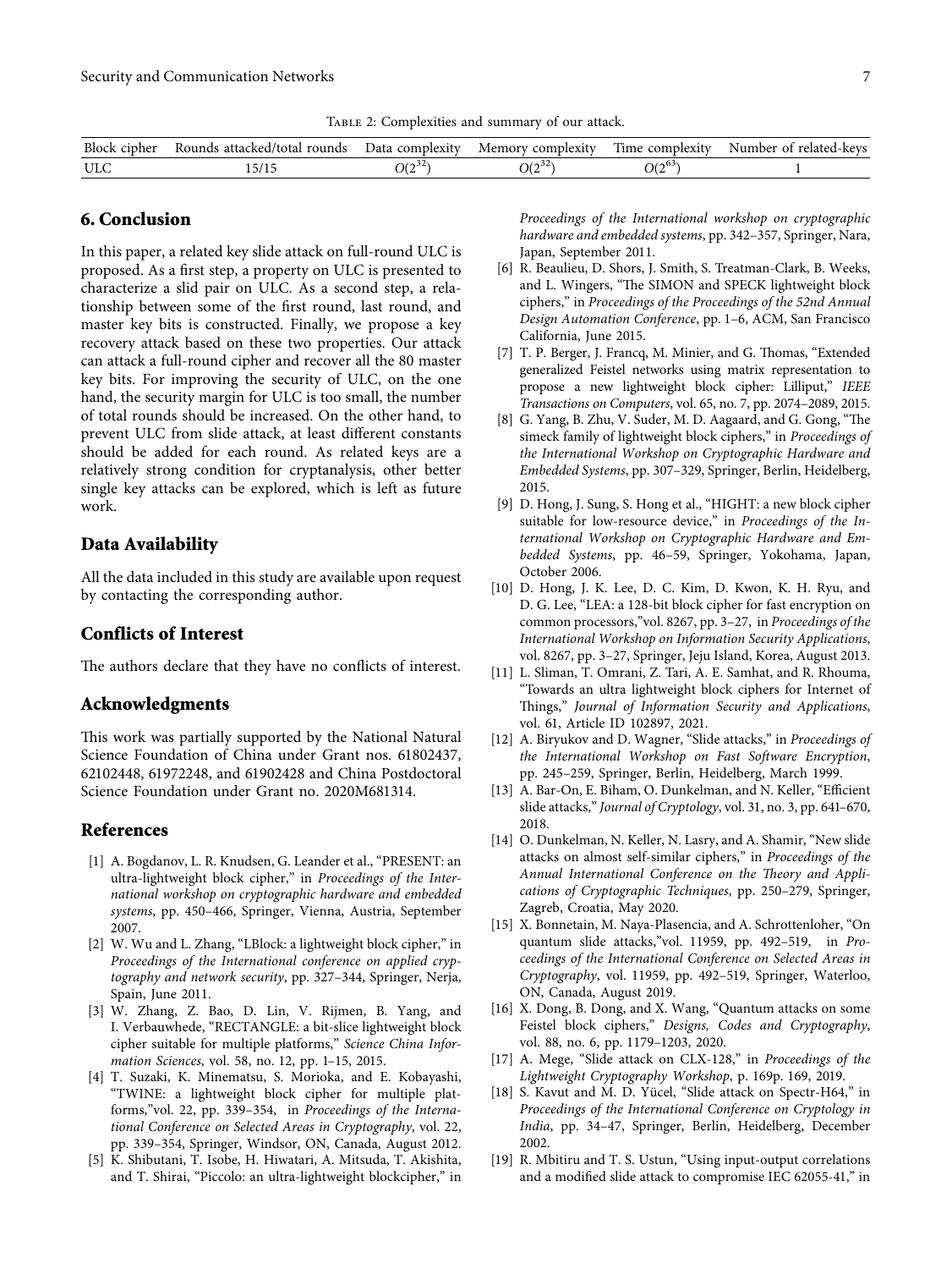Table 2: Complexities and summary of our attack.

| Block cipher | Rounds attacked/total rounds | Data complexity | Memory complexity | Time complexity | Number of related-keys |
|---|---|---|---|---|---|
| ULC | 15/15 | $O(2^{32})$ | $O(2^{32})$ | $O(2^{63})$ | 1 |

## 6. Conclusion

In this paper, a related key slide attack on full-round ULC is proposed. As a first step, a property on ULC is presented to characterize a slid pair on ULC. As a second step, a relationship between some of the first round, last round, and master key bits is constructed. Finally, we propose a key recovery attack based on these two properties. Our attack can attack a full-round cipher and recover all the 80 master key bits. For improving the security of ULC, on the one hand, the security margin for ULC is too small, the number of total rounds should be increased. On the other hand, to prevent ULC from slide attack, at least different constants should be added for each round. As related keys are a relatively strong condition for cryptanalysis, other better single key attacks can be explored, which is left as future work.

## Data Availability

All the data included in this study are available upon request by contacting the corresponding author.

## Conflicts of Interest

The authors declare that they have no conflicts of interest.

## Acknowledgments

This work was partially supported by the National Natural Science Foundation of China under Grant nos. 61802437, 62102448, 61972248, and 61902428 and China Postdoctoral Science Foundation under Grant no. 2020M681314.

## References

[1] A. Bogdanov, L. R. Knudsen, G. Leander et al., "PRESENT: an ultra-lightweight block cipher," in *Proceedings of the International workshop on cryptographic hardware and embedded systems*, pp. 450–466, Springer, Vienna, Austria, September 2007.

[2] W. Wu and L. Zhang, "LBlock: a lightweight block cipher," in *Proceedings of the International conference on applied cryptography and network security*, pp. 327–344, Springer, Nerja, Spain, June 2011.

[3] W. Zhang, Z. Bao, D. Lin, V. Rijmen, B. Yang, and I. Verbauwhede, "RECTANGLE: a bit-slice lightweight block cipher suitable for multiple platforms," *Science China Information Sciences*, vol. 58, no. 12, pp. 1–15, 2015.

[4] T. Suzaki, K. Minematsu, S. Morioka, and E. Kobayashi, "TWINE: a lightweight block cipher for multiple platforms,"vol. 22, pp. 339–354, in *Proceedings of the International Conference on Selected Areas in Cryptography*, vol. 22, pp. 339–354, Springer, Windsor, ON, Canada, August 2012.

[5] K. Shibutani, T. Isobe, H. Hiwatari, A. Mitsuda, T. Akishita, and T. Shirai, "Piccolo: an ultra-lightweight blockcipher," in *Proceedings of the International workshop on cryptographic hardware and embedded systems*, pp. 342–357, Springer, Nara, Japan, September 2011.

[6] R. Beaulieu, D. Shors, J. Smith, S. Treatman-Clark, B. Weeks, and L. Wingers, "The SIMON and SPECK lightweight block ciphers," in *Proceedings of the Proceedings of the 52nd Annual Design Automation Conference*, pp. 1–6, ACM, San Francisco California, June 2015.

[7] T. P. Berger, J. Francq, M. Minier, and G. Thomas, "Extended generalized Feistel networks using matrix representation to propose a new lightweight block cipher: Lilliput," *IEEE Transactions on Computers*, vol. 65, no. 7, pp. 2074–2089, 2015.

[8] G. Yang, B. Zhu, V. Suder, M. D. Aagaard, and G. Gong, "The simeck family of lightweight block ciphers," in *Proceedings of the International Workshop on Cryptographic Hardware and Embedded Systems*, pp. 307–329, Springer, Berlin, Heidelberg, 2015.

[9] D. Hong, J. Sung, S. Hong et al., "HIGHT: a new block cipher suitable for low-resource device," in *Proceedings of the International Workshop on Cryptographic Hardware and Embedded Systems*, pp. 46–59, Springer, Yokohama, Japan, October 2006.

[10] D. Hong, J. K. Lee, D. C. Kim, D. Kwon, K. H. Ryu, and D. G. Lee, "LEA: a 128-bit block cipher for fast encryption on common processors,"vol. 8267, pp. 3–27, in *Proceedings of the International Workshop on Information Security Applications*, vol. 8267, pp. 3–27, Springer, Jeju Island, Korea, August 2013.

[11] L. Sliman, T. Omrani, Z. Tari, A. E. Samhat, and R. Rhouma, "Towards an ultra lightweight block ciphers for Internet of Things," *Journal of Information Security and Applications*, vol. 61, Article ID 102897, 2021.

[12] A. Biryukov and D. Wagner, "Slide attacks," in *Proceedings of the International Workshop on Fast Software Encryption*, pp. 245–259, Springer, Berlin, Heidelberg, March 1999.

[13] A. Bar-On, E. Biham, O. Dunkelman, and N. Keller, "Efficient slide attacks," *Journal of Cryptology*, vol. 31, no. 3, pp. 641–670, 2018.

[14] O. Dunkelman, N. Keller, N. Lasry, and A. Shamir, "New slide attacks on almost self-similar ciphers," in *Proceedings of the Annual International Conference on the Theory and Applications of Cryptographic Techniques*, pp. 250–279, Springer, Zagreb, Croatia, May 2020.

[15] X. Bonnetain, M. Naya-Plasencia, and A. Schrottenloher, "On quantum slide attacks,"vol. 11959, pp. 492–519, in *Proceedings of the International Conference on Selected Areas in Cryptography*, vol. 11959, pp. 492–519, Springer, Waterloo, ON, Canada, August 2019.

[16] X. Dong, B. Dong, and X. Wang, "Quantum attacks on some Feistel block ciphers," *Designs, Codes and Cryptography*, vol. 88, no. 6, pp. 1179–1203, 2020.

[17] A. Mege, "Slide attack on CLX-128," in *Proceedings of the Lightweight Cryptography Workshop*, p. 169p. 169, 2019.

[18] S. Kavut and M. D. Yücel, "Slide attack on Spectr-H64," in *Proceedings of the International Conference on Cryptology in India*, pp. 34–47, Springer, Berlin, Heidelberg, December 2002.

[19] R. Mbitiru and T. S. Ustun, "Using input-output correlations and a modified slide attack to compromise IEC 62055-41," in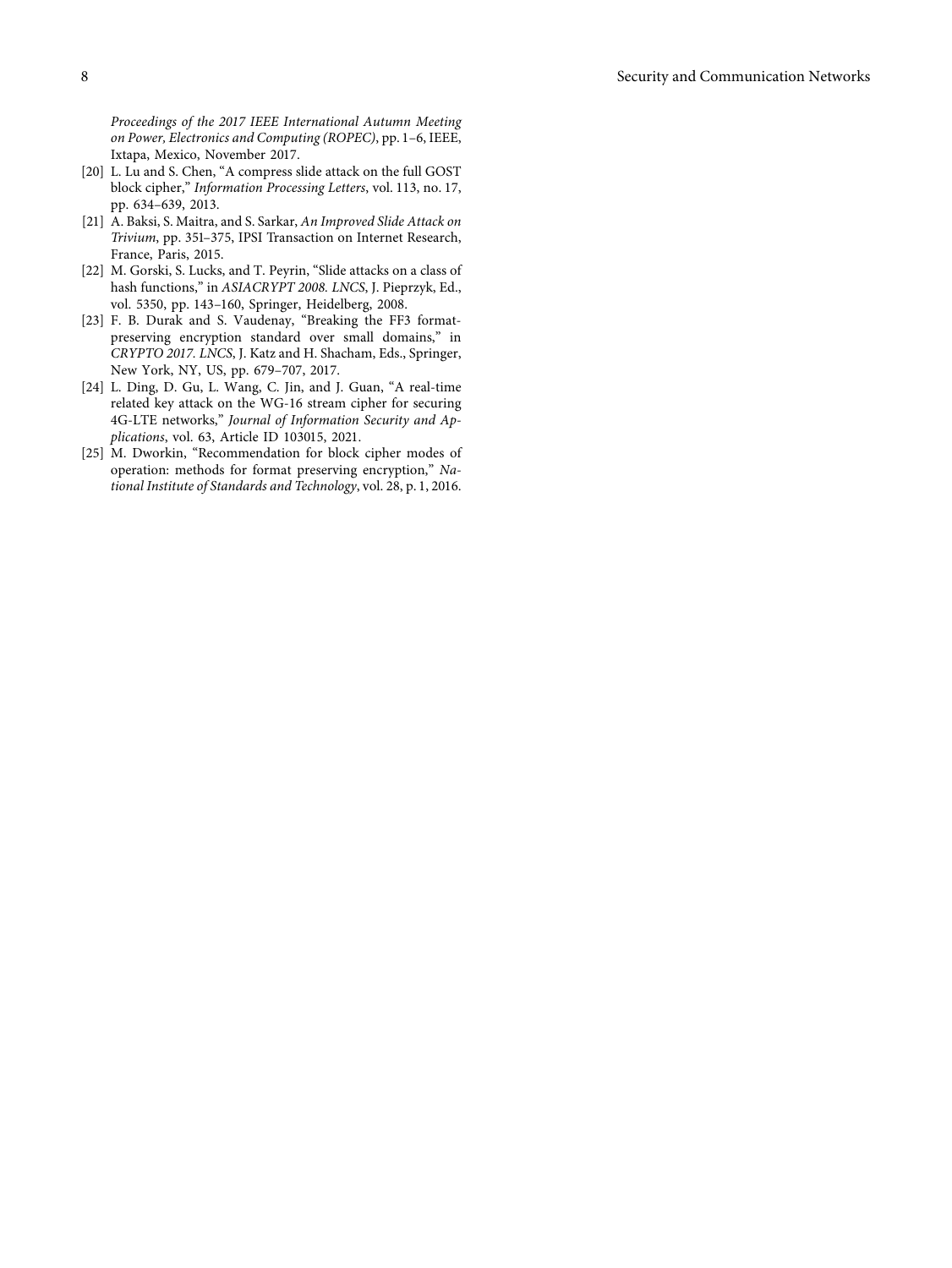*Proceedings of the 2017 IEEE International Autumn Meeting on Power, Electronics and Computing (ROPEC)*, pp. 1–6, IEEE, Ixtapa, Mexico, November 2017.

[20] L. Lu and S. Chen, "A compress slide attack on the full GOST block cipher," *Information Processing Letters*, vol. 113, no. 17, pp. 634–639, 2013.

[21] A. Baksi, S. Maitra, and S. Sarkar, *An Improved Slide Attack on Trivium*, pp. 351–375, IPSI Transaction on Internet Research, France, Paris, 2015.

[22] M. Gorski, S. Lucks, and T. Peyrin, "Slide attacks on a class of hash functions," in *ASIACRYPT 2008. LNCS*, J. Pieprzyk, Ed., vol. 5350, pp. 143–160, Springer, Heidelberg, 2008.

[23] F. B. Durak and S. Vaudenay, "Breaking the FF3 format-preserving encryption standard over small domains," in *CRYPTO 2017. LNCS*, J. Katz and H. Shacham, Eds., Springer, New York, NY, US, pp. 679–707, 2017.

[24] L. Ding, D. Gu, L. Wang, C. Jin, and J. Guan, "A real-time related key attack on the WG-16 stream cipher for securing 4G-LTE networks," *Journal of Information Security and Applications*, vol. 63, Article ID 103015, 2021.

[25] M. Dworkin, "Recommendation for block cipher modes of operation: methods for format preserving encryption," *National Institute of Standards and Technology*, vol. 28, p. 1, 2016.